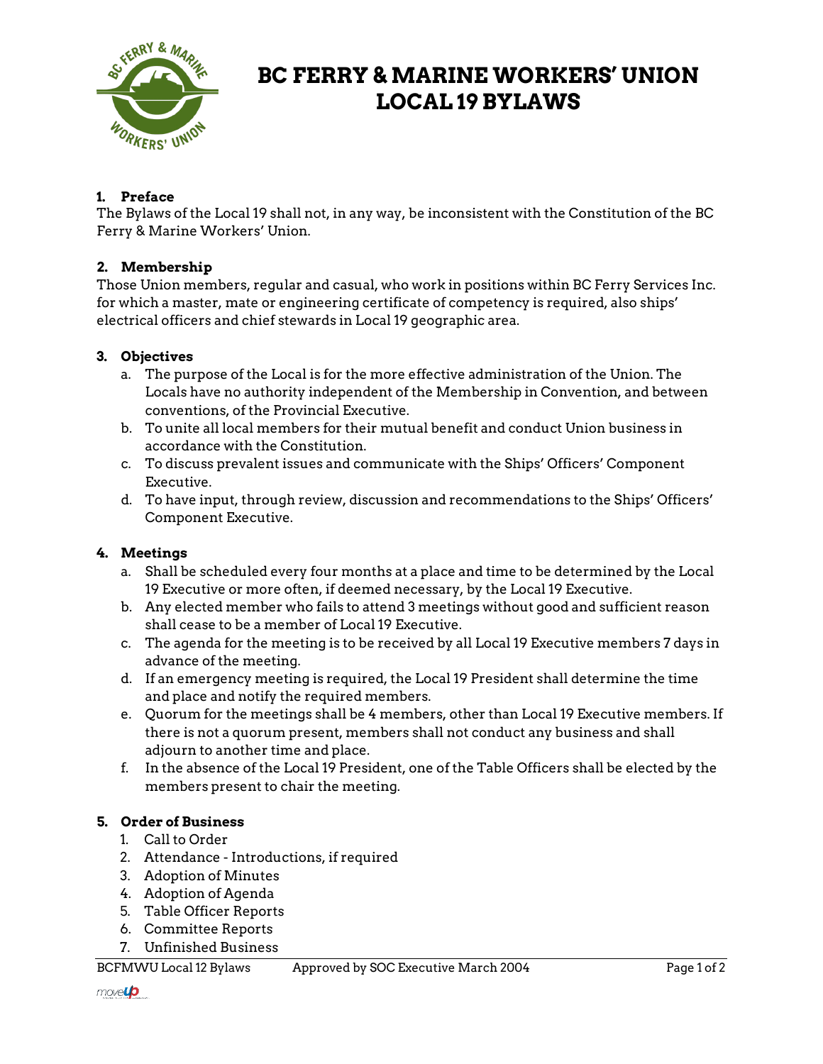# BC FERRY & MARINE WORKERS' UNION LOCAL 19 BYLAWS

## 1. Preface

The Bylaws of the Local 19 shall not, in any way, be inconsistent with the Constitution of the BC Ferry & Marine Workers' Union.

## 2. Membership

Those Union members, regular and casual, who work in positions within BC Ferry Services Inc. for which a master, mate or engineering certificate of competency is required, also ships' electrical officers and chief stewards in Local 19 geographic area.

## 3. Objectives

a. The purpose of the Local is for the more effective administration of the Union. The Locals have no authority independent of the Membership in Convention, and between conventions, of the Provincial Executive.

b. To unite all local members for their mutual benefit and conduct Union business in accordance with the Constitution.

c. To discuss prevalent issues and communicate with the Ships' Officers' Component Executive.

d. To have input, through review, discussion and recommendations to the Ships' Officers' Component Executive.

## 4. Meetings

a. Shall be scheduled every four months at a place and time to be determined by the Local 19 Executive or more often, if deemed necessary, by the Local 19 Executive.

b. Any elected member who fails to attend 3 meetings without good and sufficient reason shall cease to be a member of Local 19 Executive.

c. The agenda for the meeting is to be received by all Local 19 Executive members 7 days in advance of the meeting.

d. If an emergency meeting is required, the Local 19 President shall determine the time and place and notify the required members.

e. Quorum for the meetings shall be 4 members, other than Local 19 Executive members. If there is not a quorum present, members shall not conduct any business and shall adjourn to another time and place.

f. In the absence of the Local 19 President, one of the Table Officers shall be elected by the members present to chair the meeting.

## 5. Order of Business

1. Call to Order
2. Attendance - Introductions, if required
3. Adoption of Minutes
4. Adoption of Agenda
5. Table Officer Reports
6. Committee Reports
7. Unfinished Business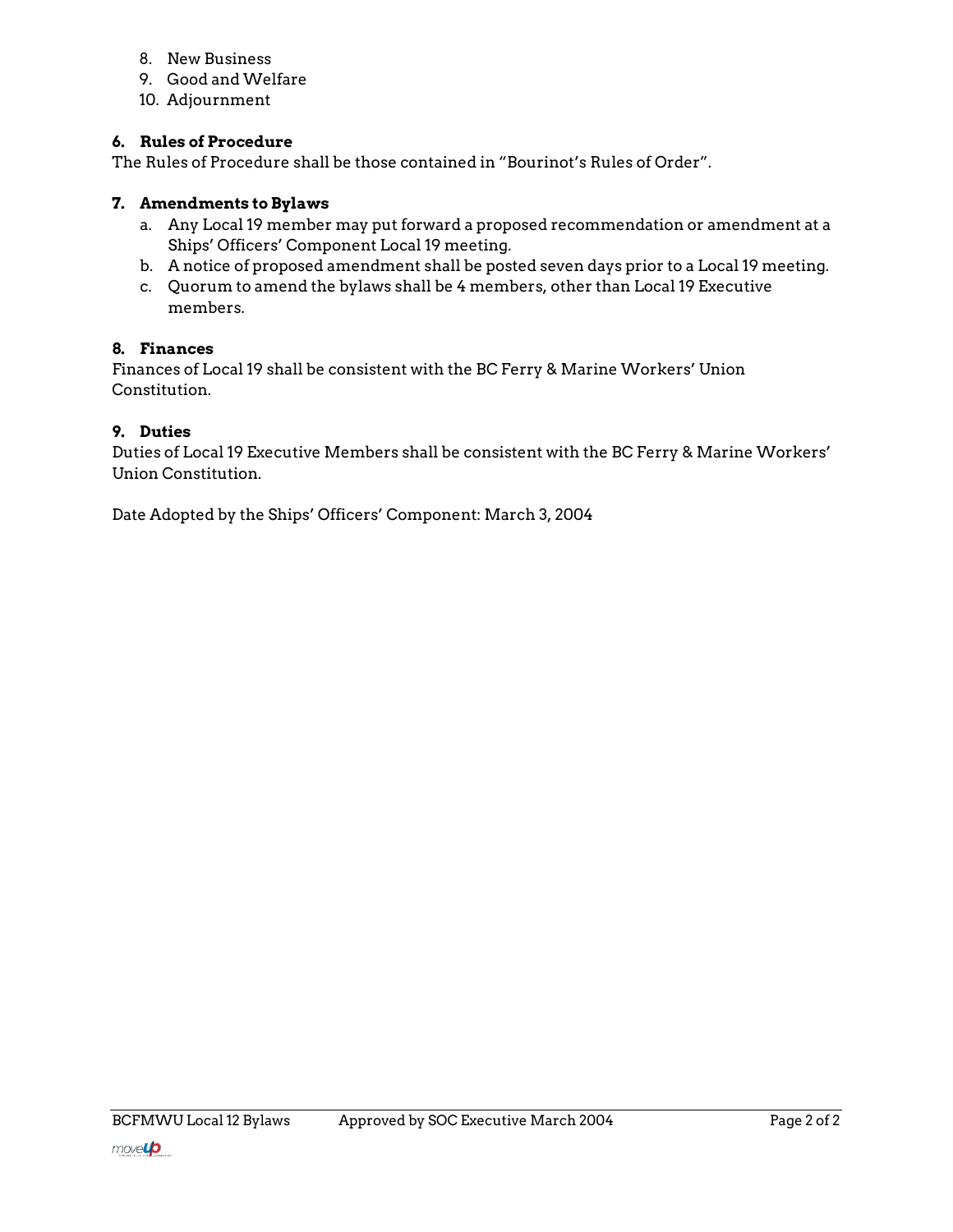8. New Business
9. Good and Welfare
10. Adjournment

**6. Rules of Procedure**

The Rules of Procedure shall be those contained in "Bourinot's Rules of Order".

**7. Amendments to Bylaws**

a. Any Local 19 member may put forward a proposed recommendation or amendment at a Ships' Officers' Component Local 19 meeting.
b. A notice of proposed amendment shall be posted seven days prior to a Local 19 meeting.
c. Quorum to amend the bylaws shall be 4 members, other than Local 19 Executive members.

**8. Finances**

Finances of Local 19 shall be consistent with the BC Ferry & Marine Workers' Union Constitution.

**9. Duties**

Duties of Local 19 Executive Members shall be consistent with the BC Ferry & Marine Workers' Union Constitution.

Date Adopted by the Ships' Officers' Component: March 3, 2004